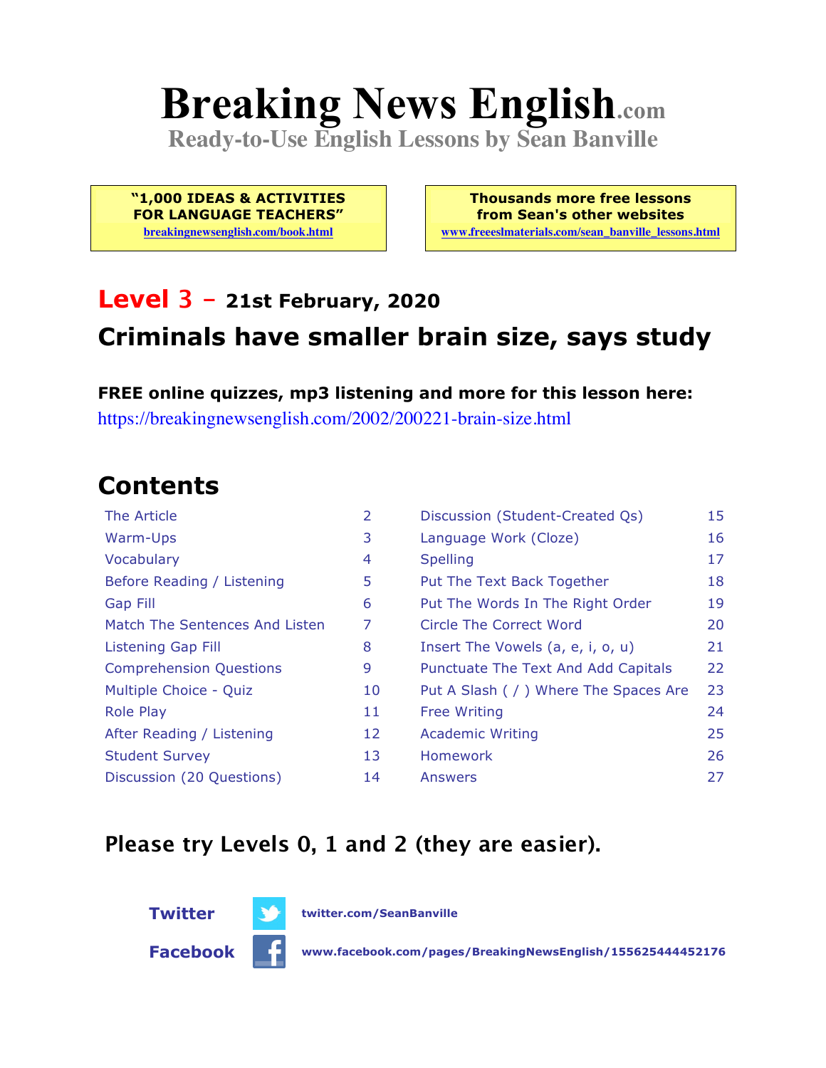# Breaking News English.com

**Ready-to-Use English Lessons by Sean Banville**

**"1,000 IDEAS & ACTIVITIES FOR LANGUAGE TEACHERS"**
breakingnewsenglish.com/book.html

**Thousands more free lessons from Sean's other websites**
www.freeeslmaterials.com/sean_banville_lessons.html

## Level 3 – 21st February, 2020

## Criminals have smaller brain size, says study

**FREE online quizzes, mp3 listening and more for this lesson here:**
https://breakingnewsenglish.com/2002/200221-brain-size.html

## Contents

| | | | |
|---|---|---|---|
| The Article | 2 | Discussion (Student-Created Qs) | 15 |
| Warm-Ups | 3 | Language Work (Cloze) | 16 |
| Vocabulary | 4 | Spelling | 17 |
| Before Reading / Listening | 5 | Put The Text Back Together | 18 |
| Gap Fill | 6 | Put The Words In The Right Order | 19 |
| Match The Sentences And Listen | 7 | Circle The Correct Word | 20 |
| Listening Gap Fill | 8 | Insert The Vowels (a, e, i, o, u) | 21 |
| Comprehension Questions | 9 | Punctuate The Text And Add Capitals | 22 |
| Multiple Choice - Quiz | 10 | Put A Slash ( / ) Where The Spaces Are | 23 |
| Role Play | 11 | Free Writing | 24 |
| After Reading / Listening | 12 | Academic Writing | 25 |
| Student Survey | 13 | Homework | 26 |
| Discussion (20 Questions) | 14 | Answers | 27 |

**Please try Levels 0, 1 and 2 (they are easier).**

**Twitter** twitter.com/SeanBanville

**Facebook** www.facebook.com/pages/BreakingNewsEnglish/155625444452176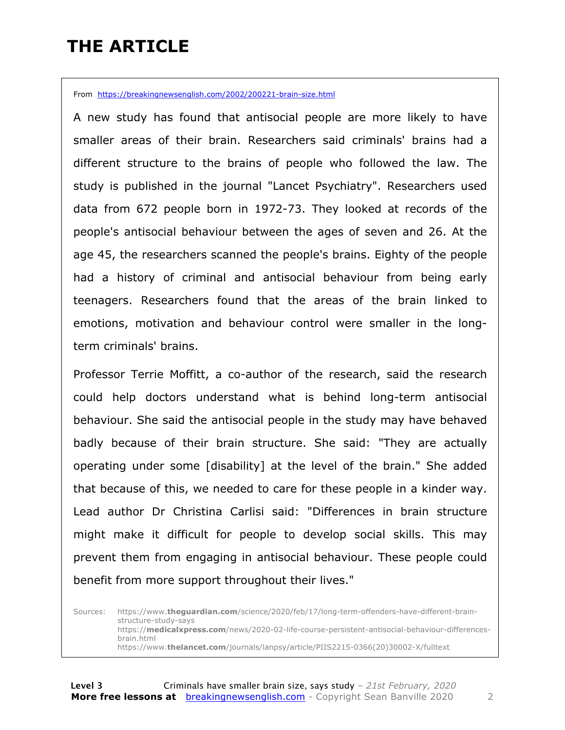# THE ARTICLE

From https://breakingnewsenglish.com/2002/200221-brain-size.html

A new study has found that antisocial people are more likely to have smaller areas of their brain. Researchers said criminals' brains had a different structure to the brains of people who followed the law. The study is published in the journal "Lancet Psychiatry". Researchers used data from 672 people born in 1972-73. They looked at records of the people's antisocial behaviour between the ages of seven and 26. At the age 45, the researchers scanned the people's brains. Eighty of the people had a history of criminal and antisocial behaviour from being early teenagers. Researchers found that the areas of the brain linked to emotions, motivation and behaviour control were smaller in the long-term criminals' brains.

Professor Terrie Moffitt, a co-author of the research, said the research could help doctors understand what is behind long-term antisocial behaviour. She said the antisocial people in the study may have behaved badly because of their brain structure. She said: "They are actually operating under some [disability] at the level of the brain." She added that because of this, we needed to care for these people in a kinder way. Lead author Dr Christina Carlisi said: "Differences in brain structure might make it difficult for people to develop social skills. This may prevent them from engaging in antisocial behaviour. These people could benefit from more support throughout their lives."

Sources:
https://www.theguardian.com/science/2020/feb/17/long-term-offenders-have-different-brain-structure-study-says
https://medicalxpress.com/news/2020-02-life-course-persistent-antisocial-behaviour-differences-brain.html
https://www.thelancet.com/journals/lanpsy/article/PIIS2215-0366(20)30002-X/fulltext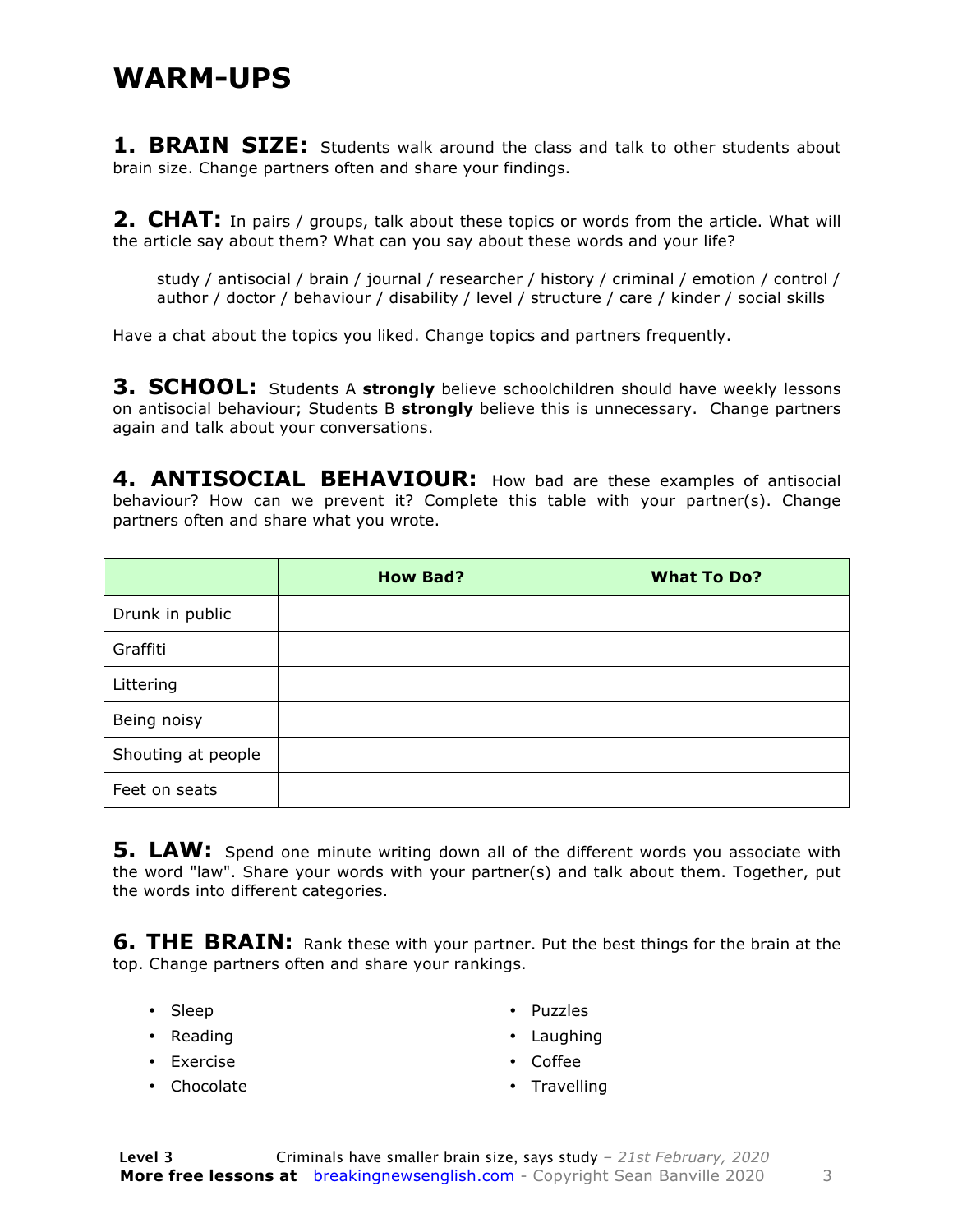# WARM-UPS

**1. BRAIN SIZE:** Students walk around the class and talk to other students about brain size. Change partners often and share your findings.

**2. CHAT:** In pairs / groups, talk about these topics or words from the article. What will the article say about them? What can you say about these words and your life?

> study / antisocial / brain / journal / researcher / history / criminal / emotion / control / author / doctor / behaviour / disability / level / structure / care / kinder / social skills

Have a chat about the topics you liked. Change topics and partners frequently.

**3. SCHOOL:** Students A **strongly** believe schoolchildren should have weekly lessons on antisocial behaviour; Students B **strongly** believe this is unnecessary. Change partners again and talk about your conversations.

**4. ANTISOCIAL BEHAVIOUR:** How bad are these examples of antisocial behaviour? How can we prevent it? Complete this table with your partner(s). Change partners often and share what you wrote.

| | How Bad? | What To Do? |
|---|---|---|
| Drunk in public | | |
| Graffiti | | |
| Littering | | |
| Being noisy | | |
| Shouting at people | | |
| Feet on seats | | |

**5. LAW:** Spend one minute writing down all of the different words you associate with the word "law". Share your words with your partner(s) and talk about them. Together, put the words into different categories.

**6. THE BRAIN:** Rank these with your partner. Put the best things for the brain at the top. Change partners often and share your rankings.

- Sleep
- Reading
- Exercise
- Chocolate
- Puzzles
- Laughing
- Coffee
- Travelling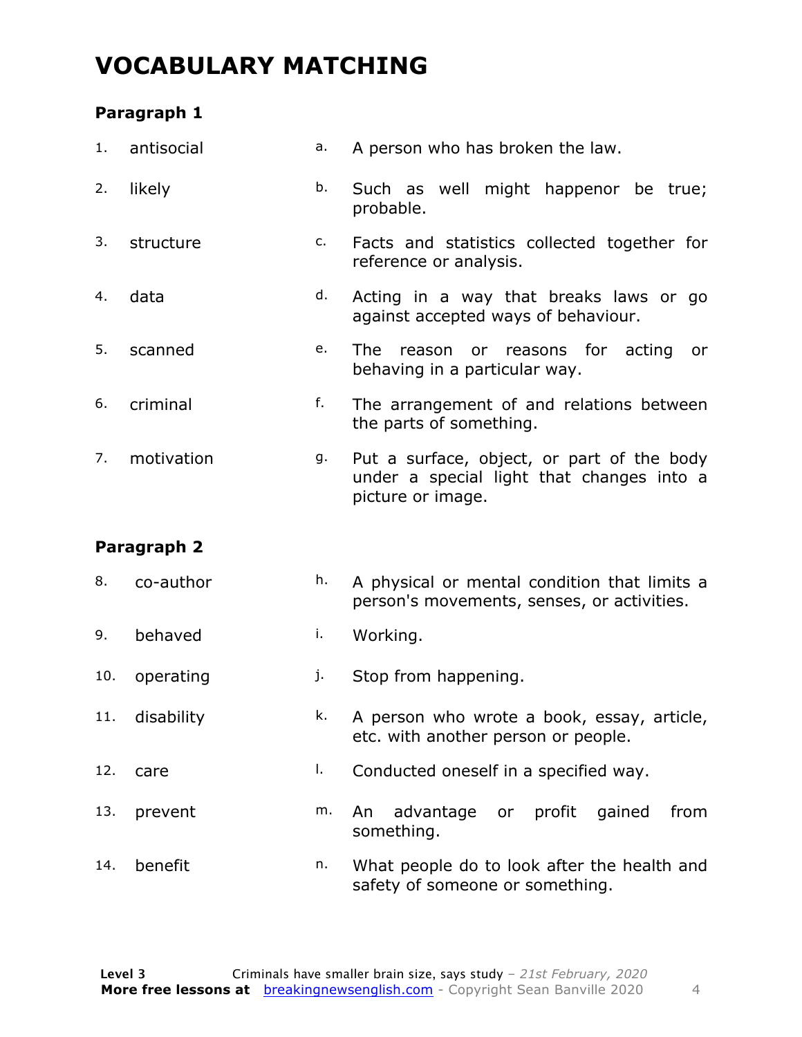# VOCABULARY MATCHING

### Paragraph 1

| | | | |
|---|---|---|---|
| 1. | antisocial | a. | A person who has broken the law. |
| 2. | likely | b. | Such as well might happenor be true; probable. |
| 3. | structure | c. | Facts and statistics collected together for reference or analysis. |
| 4. | data | d. | Acting in a way that breaks laws or go against accepted ways of behaviour. |
| 5. | scanned | e. | The reason or reasons for acting or behaving in a particular way. |
| 6. | criminal | f. | The arrangement of and relations between the parts of something. |
| 7. | motivation | g. | Put a surface, object, or part of the body under a special light that changes into a picture or image. |

### Paragraph 2

| | | | |
|---|---|---|---|
| 8. | co-author | h. | A physical or mental condition that limits a person's movements, senses, or activities. |
| 9. | behaved | i. | Working. |
| 10. | operating | j. | Stop from happening. |
| 11. | disability | k. | A person who wrote a book, essay, article, etc. with another person or people. |
| 12. | care | l. | Conducted oneself in a specified way. |
| 13. | prevent | m. | An advantage or profit gained from something. |
| 14. | benefit | n. | What people do to look after the health and safety of someone or something. |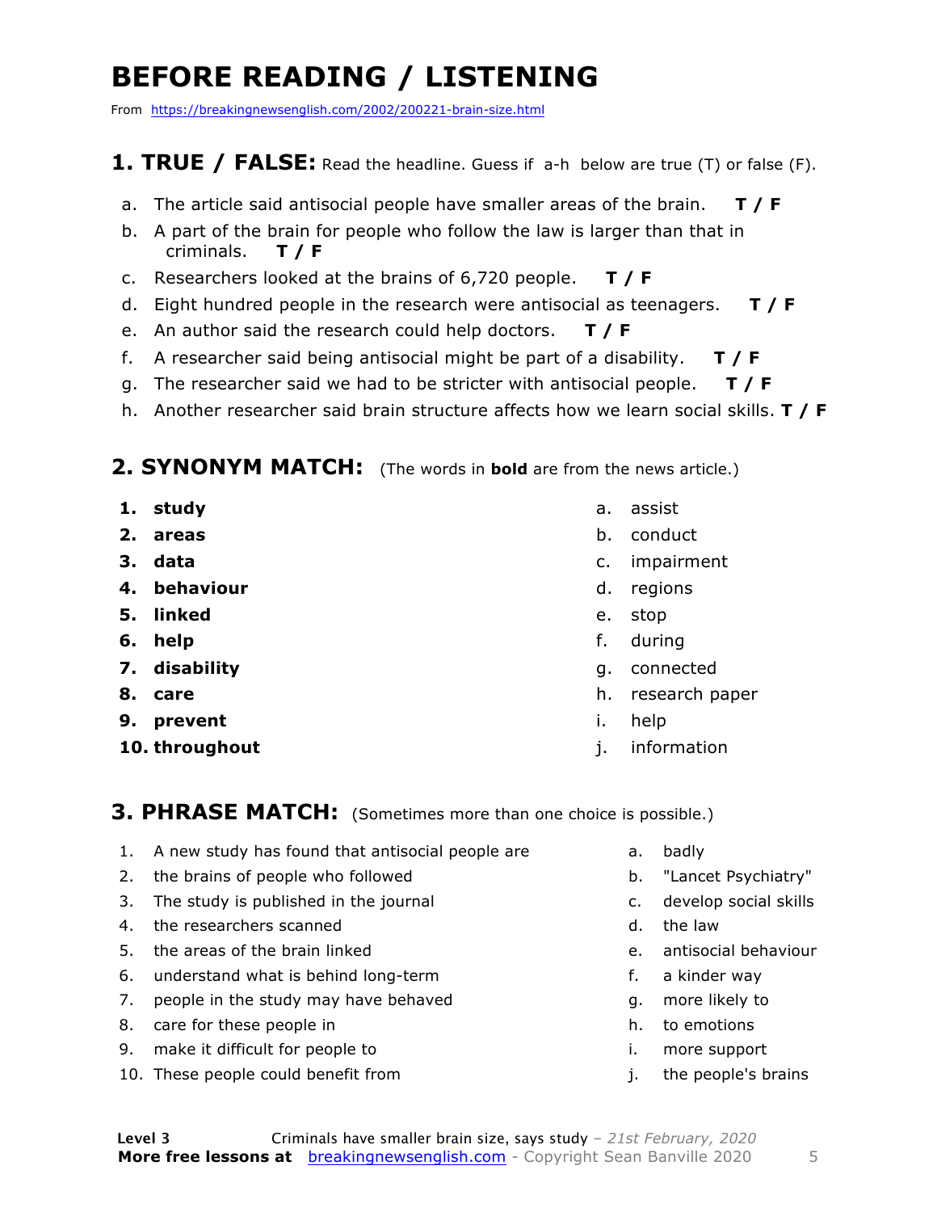# BEFORE READING / LISTENING

From https://breakingnewsenglish.com/2002/200221-brain-size.html

## 1. TRUE / FALSE: Read the headline. Guess if a-h below are true (T) or false (F).

a. The article said antisocial people have smaller areas of the brain. **T / F**

b. A part of the brain for people who follow the law is larger than that in criminals. **T / F**

c. Researchers looked at the brains of 6,720 people. **T / F**

d. Eight hundred people in the research were antisocial as teenagers. **T / F**

e. An author said the research could help doctors. **T / F**

f. A researcher said being antisocial might be part of a disability. **T / F**

g. The researcher said we had to be stricter with antisocial people. **T / F**

h. Another researcher said brain structure affects how we learn social skills. **T / F**

## 2. SYNONYM MATCH: (The words in **bold** are from the news article.)

1. **study**
2. **areas**
3. **data**
4. **behaviour**
5. **linked**
6. **help**
7. **disability**
8. **care**
9. **prevent**
10. **throughout**

a. assist
b. conduct
c. impairment
d. regions
e. stop
f. during
g. connected
h. research paper
i. help
j. information

## 3. PHRASE MATCH: (Sometimes more than one choice is possible.)

1. A new study has found that antisocial people are
2. the brains of people who followed
3. The study is published in the journal
4. the researchers scanned
5. the areas of the brain linked
6. understand what is behind long-term
7. people in the study may have behaved
8. care for these people in
9. make it difficult for people to
10. These people could benefit from

a. badly
b. "Lancet Psychiatry"
c. develop social skills
d. the law
e. antisocial behaviour
f. a kinder way
g. more likely to
h. to emotions
i. more support
j. the people's brains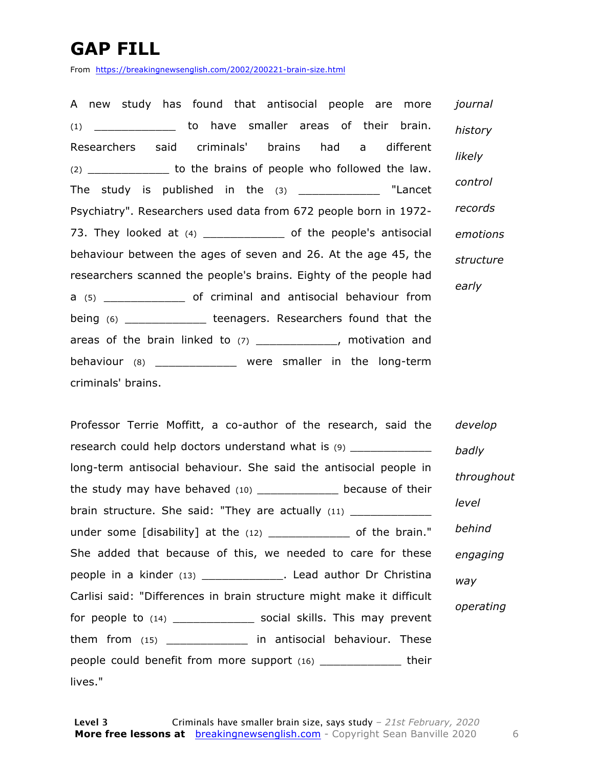# GAP FILL

From https://breakingnewsenglish.com/2002/200221-brain-size.html

A new study has found that antisocial people are more (1) ____________ to have smaller areas of their brain. Researchers said criminals' brains had a different (2) ____________ to the brains of people who followed the law. The study is published in the (3) ____________ "Lancet Psychiatry". Researchers used data from 672 people born in 1972-73. They looked at (4) ____________ of the people's antisocial behaviour between the ages of seven and 26. At the age 45, the researchers scanned the people's brains. Eighty of the people had a (5) ____________ of criminal and antisocial behaviour from being (6) ____________ teenagers. Researchers found that the areas of the brain linked to (7) ____________, motivation and behaviour (8) ____________ were smaller in the long-term criminals' brains.

*journal*

*history*

*likely*

*control*

*records*

*emotions*

*structure*

*early*

Professor Terrie Moffitt, a co-author of the research, said the research could help doctors understand what is (9) ____________ long-term antisocial behaviour. She said the antisocial people in the study may have behaved (10) ____________ because of their brain structure. She said: "They are actually (11) ____________ under some [disability] at the (12) ____________ of the brain." She added that because of this, we needed to care for these people in a kinder (13) ____________. Lead author Dr Christina Carlisi said: "Differences in brain structure might make it difficult for people to (14) ____________ social skills. This may prevent them from (15) ____________ in antisocial behaviour. These people could benefit from more support (16) ____________ their lives."

*develop*

*badly*

*throughout*

*level*

*behind*

*engaging*

*way*

*operating*

**Level 3** Criminals have smaller brain size, says study – *21st February, 2020*

**More free lessons at** breakingnewsenglish.com - Copyright Sean Banville 2020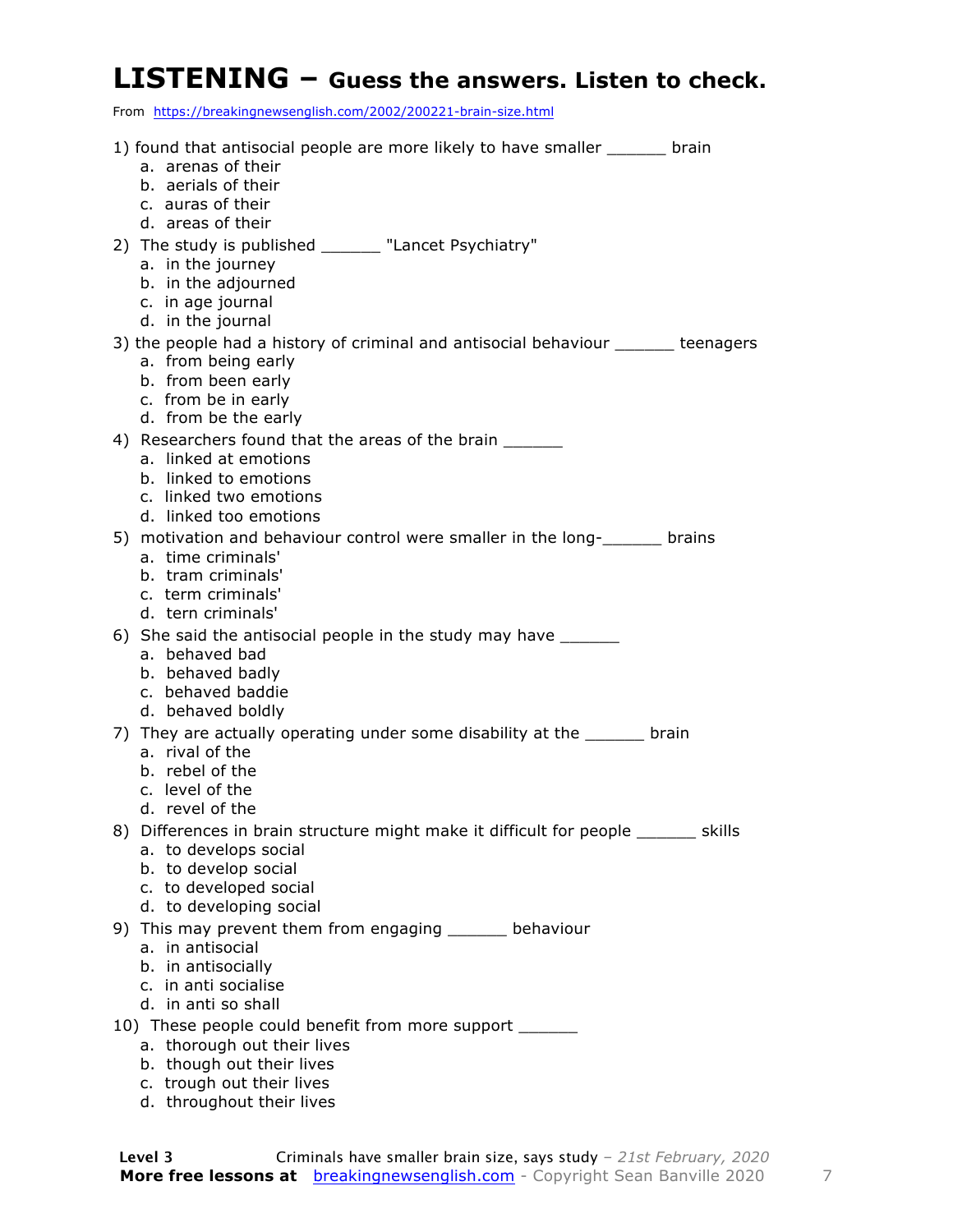# LISTENING – Guess the answers. Listen to check.

From https://breakingnewsenglish.com/2002/200221-brain-size.html

1) found that antisocial people are more likely to have smaller ______ brain
   a. arenas of their
   b. aerials of their
   c. auras of their
   d. areas of their

2) The study is published ______ "Lancet Psychiatry"
   a. in the journey
   b. in the adjourned
   c. in age journal
   d. in the journal

3) the people had a history of criminal and antisocial behaviour ______ teenagers
   a. from being early
   b. from been early
   c. from be in early
   d. from be the early

4) Researchers found that the areas of the brain ______
   a. linked at emotions
   b. linked to emotions
   c. linked two emotions
   d. linked too emotions

5) motivation and behaviour control were smaller in the long-______ brains
   a. time criminals'
   b. tram criminals'
   c. term criminals'
   d. tern criminals'

6) She said the antisocial people in the study may have ______
   a. behaved bad
   b. behaved badly
   c. behaved baddie
   d. behaved boldly

7) They are actually operating under some disability at the ______ brain
   a. rival of the
   b. rebel of the
   c. level of the
   d. revel of the

8) Differences in brain structure might make it difficult for people ______ skills
   a. to develops social
   b. to develop social
   c. to developed social
   d. to developing social

9) This may prevent them from engaging ______ behaviour
   a. in antisocial
   b. in antisocially
   c. in anti socialise
   d. in anti so shall

10) These people could benefit from more support ______
   a. thorough out their lives
   b. though out their lives
   c. trough out their lives
   d. throughout their lives

**Level 3** Criminals have smaller brain size, says study – *21st February, 2020*
**More free lessons at** breakingnewsenglish.com - Copyright Sean Banville 2020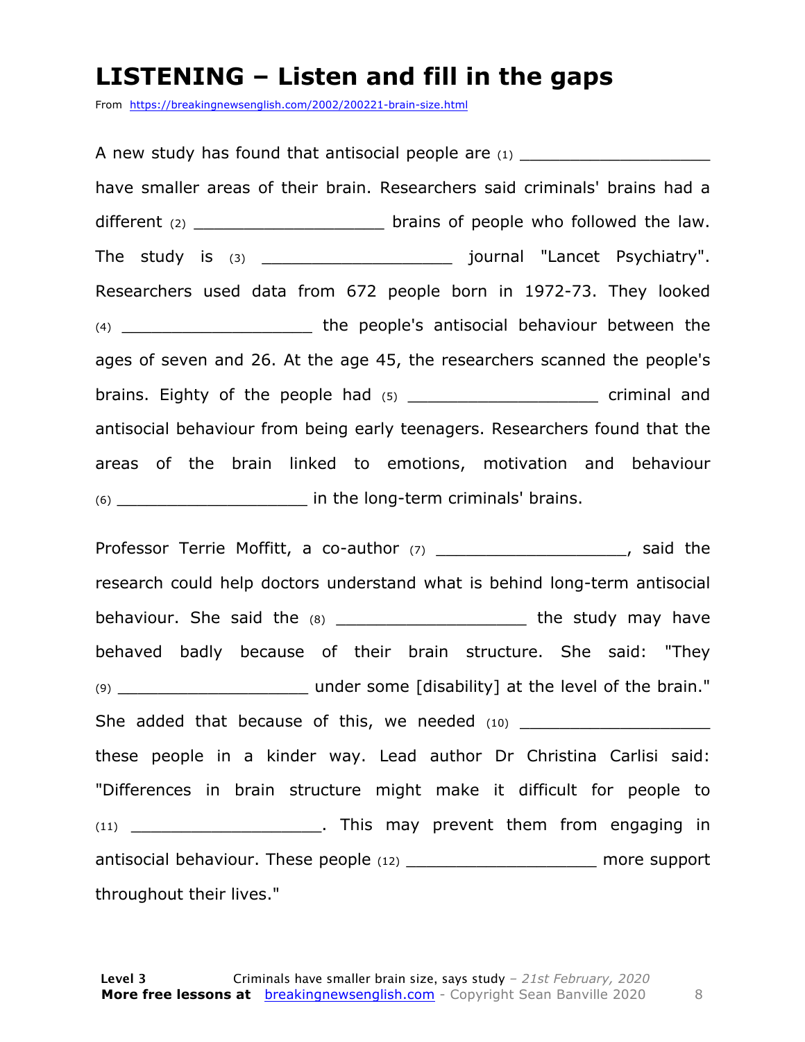# LISTENING – Listen and fill in the gaps

From https://breakingnewsenglish.com/2002/200221-brain-size.html

A new study has found that antisocial people are (1) ___________________ have smaller areas of their brain. Researchers said criminals' brains had a different (2) ___________________ brains of people who followed the law. The study is (3) ___________________ journal "Lancet Psychiatry". Researchers used data from 672 people born in 1972-73. They looked (4) ___________________ the people's antisocial behaviour between the ages of seven and 26. At the age 45, the researchers scanned the people's brains. Eighty of the people had (5) ___________________ criminal and antisocial behaviour from being early teenagers. Researchers found that the areas of the brain linked to emotions, motivation and behaviour (6) ___________________ in the long-term criminals' brains.

Professor Terrie Moffitt, a co-author (7) ___________________, said the research could help doctors understand what is behind long-term antisocial behaviour. She said the (8) ___________________ the study may have behaved badly because of their brain structure. She said: "They (9) ___________________ under some [disability] at the level of the brain." She added that because of this, we needed (10) ___________________ these people in a kinder way. Lead author Dr Christina Carlisi said: "Differences in brain structure might make it difficult for people to (11) ___________________. This may prevent them from engaging in antisocial behaviour. These people (12) ___________________ more support throughout their lives."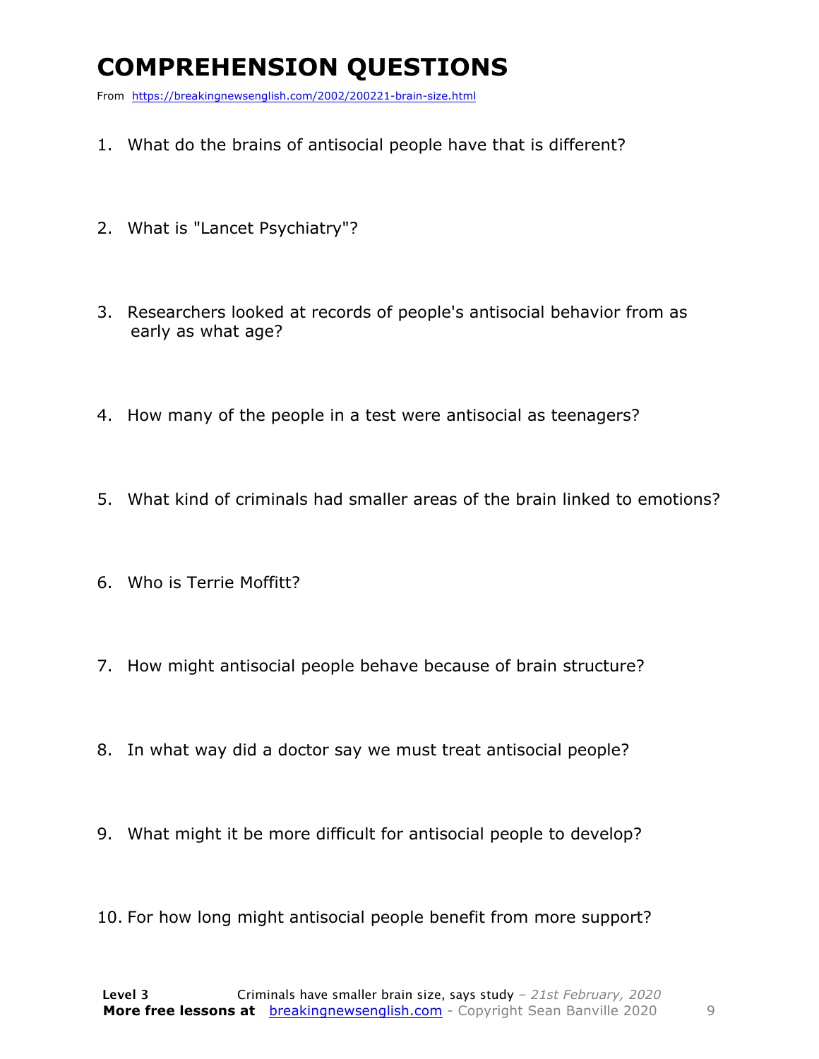# COMPREHENSION QUESTIONS

From https://breakingnewsenglish.com/2002/200221-brain-size.html

1. What do the brains of antisocial people have that is different?

2. What is "Lancet Psychiatry"?

3. Researchers looked at records of people's antisocial behavior from as early as what age?

4. How many of the people in a test were antisocial as teenagers?

5. What kind of criminals had smaller areas of the brain linked to emotions?

6. Who is Terrie Moffitt?

7. How might antisocial people behave because of brain structure?

8. In what way did a doctor say we must treat antisocial people?

9. What might it be more difficult for antisocial people to develop?

10. For how long might antisocial people benefit from more support?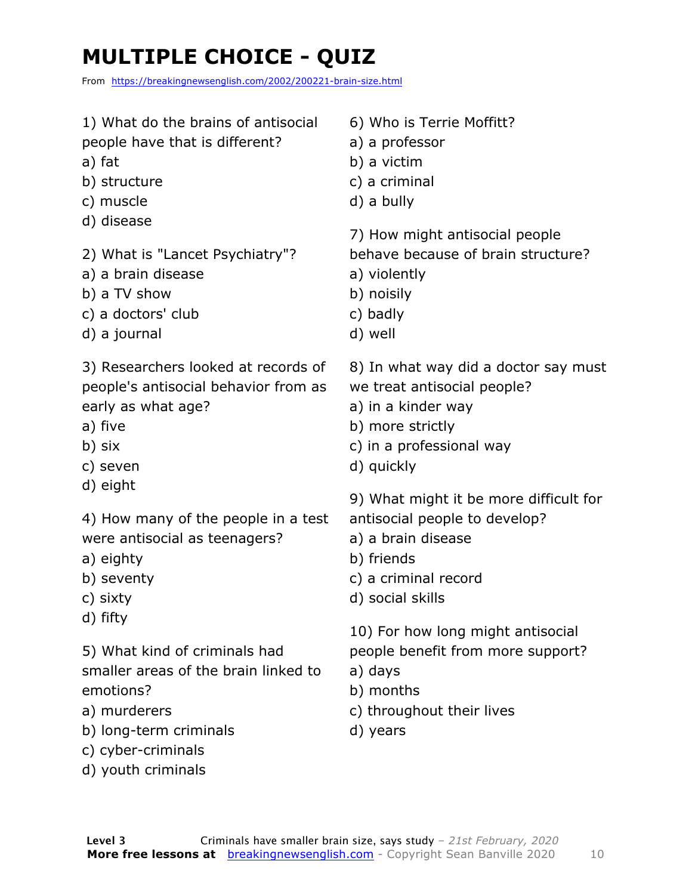# MULTIPLE CHOICE - QUIZ

From https://breakingnewsenglish.com/2002/200221-brain-size.html

1) What do the brains of antisocial people have that is different?
a) fat
b) structure
c) muscle
d) disease

2) What is "Lancet Psychiatry"?
a) a brain disease
b) a TV show
c) a doctors' club
d) a journal

3) Researchers looked at records of people's antisocial behavior from as early as what age?
a) five
b) six
c) seven
d) eight

4) How many of the people in a test were antisocial as teenagers?
a) eighty
b) seventy
c) sixty
d) fifty

5) What kind of criminals had smaller areas of the brain linked to emotions?
a) murderers
b) long-term criminals
c) cyber-criminals
d) youth criminals

6) Who is Terrie Moffitt?
a) a professor
b) a victim
c) a criminal
d) a bully

7) How might antisocial people behave because of brain structure?
a) violently
b) noisily
c) badly
d) well

8) In what way did a doctor say must we treat antisocial people?
a) in a kinder way
b) more strictly
c) in a professional way
d) quickly

9) What might it be more difficult for antisocial people to develop?
a) a brain disease
b) friends
c) a criminal record
d) social skills

10) For how long might antisocial people benefit from more support?
a) days
b) months
c) throughout their lives
d) years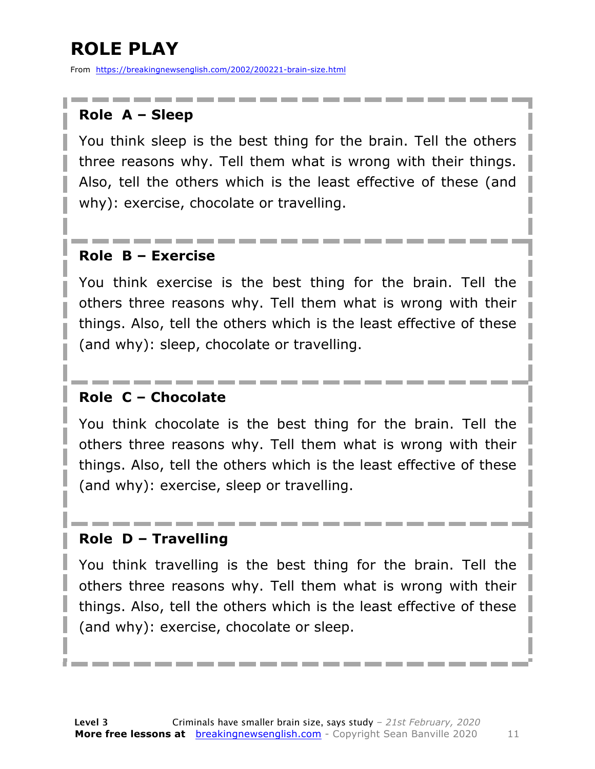# ROLE PLAY

From https://breakingnewsenglish.com/2002/200221-brain-size.html

### Role A – Sleep

You think sleep is the best thing for the brain. Tell the others three reasons why. Tell them what is wrong with their things. Also, tell the others which is the least effective of these (and why): exercise, chocolate or travelling.

### Role B – Exercise

You think exercise is the best thing for the brain. Tell the others three reasons why. Tell them what is wrong with their things. Also, tell the others which is the least effective of these (and why): sleep, chocolate or travelling.

### Role C – Chocolate

You think chocolate is the best thing for the brain. Tell the others three reasons why. Tell them what is wrong with their things. Also, tell the others which is the least effective of these (and why): exercise, sleep or travelling.

### Role D – Travelling

You think travelling is the best thing for the brain. Tell the others three reasons why. Tell them what is wrong with their things. Also, tell the others which is the least effective of these (and why): exercise, chocolate or sleep.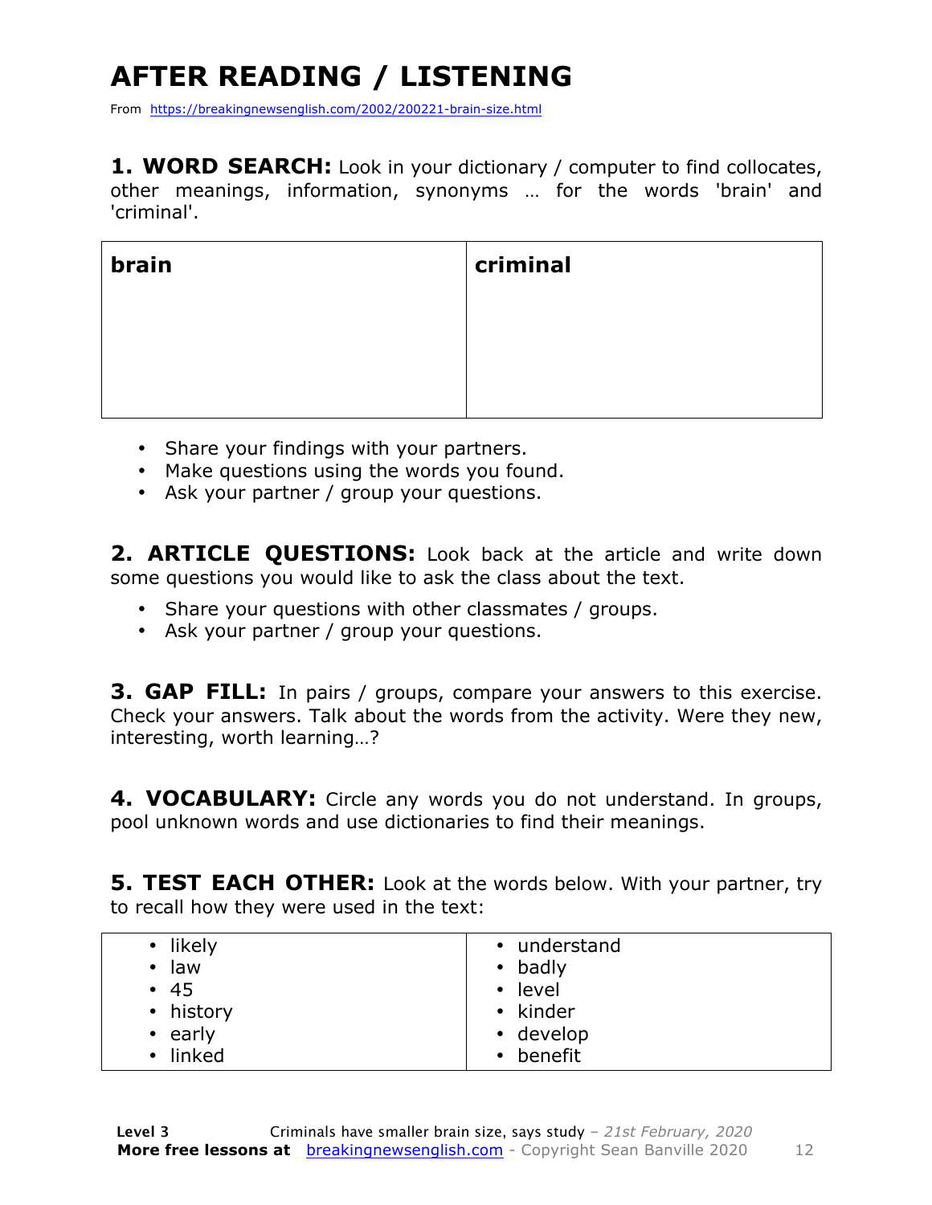# AFTER READING / LISTENING

From https://breakingnewsenglish.com/2002/200221-brain-size.html

**1. WORD SEARCH:** Look in your dictionary / computer to find collocates, other meanings, information, synonyms … for the words 'brain' and 'criminal'.

| brain | criminal |
|---|---|
| | |

- Share your findings with your partners.
- Make questions using the words you found.
- Ask your partner / group your questions.

**2. ARTICLE QUESTIONS:** Look back at the article and write down some questions you would like to ask the class about the text.

- Share your questions with other classmates / groups.
- Ask your partner / group your questions.

**3. GAP FILL:** In pairs / groups, compare your answers to this exercise. Check your answers. Talk about the words from the activity. Were they new, interesting, worth learning…?

**4. VOCABULARY:** Circle any words you do not understand. In groups, pool unknown words and use dictionaries to find their meanings.

**5. TEST EACH OTHER:** Look at the words below. With your partner, try to recall how they were used in the text:

| | |
|---|---|
| • likely<br>• law<br>• 45<br>• history<br>• early<br>• linked | • understand<br>• badly<br>• level<br>• kinder<br>• develop<br>• benefit |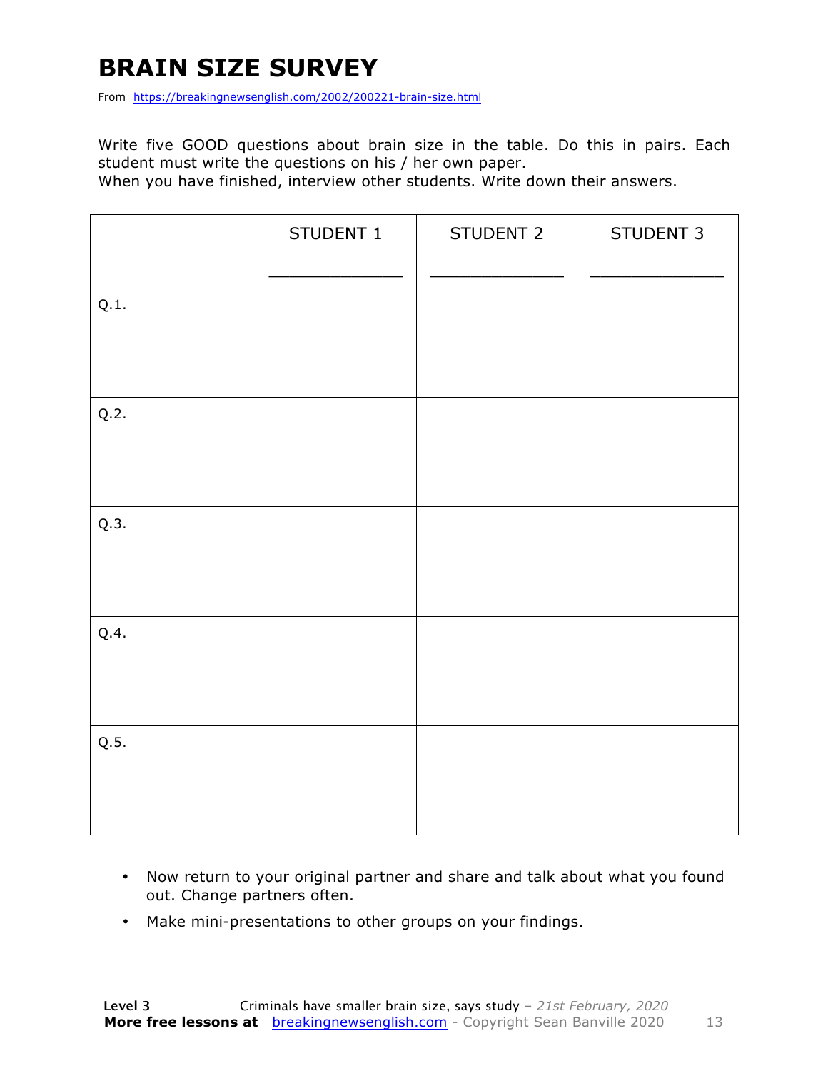# BRAIN SIZE SURVEY

From https://breakingnewsenglish.com/2002/200221-brain-size.html

Write five GOOD questions about brain size in the table. Do this in pairs. Each student must write the questions on his / her own paper.
When you have finished, interview other students. Write down their answers.

| | STUDENT 1<br>_____________ | STUDENT 2<br>_____________ | STUDENT 3<br>_____________ |
|---|---|---|---|
| Q.1. | | | |
| Q.2. | | | |
| Q.3. | | | |
| Q.4. | | | |
| Q.5. | | | |

- Now return to your original partner and share and talk about what you found out. Change partners often.
- Make mini-presentations to other groups on your findings.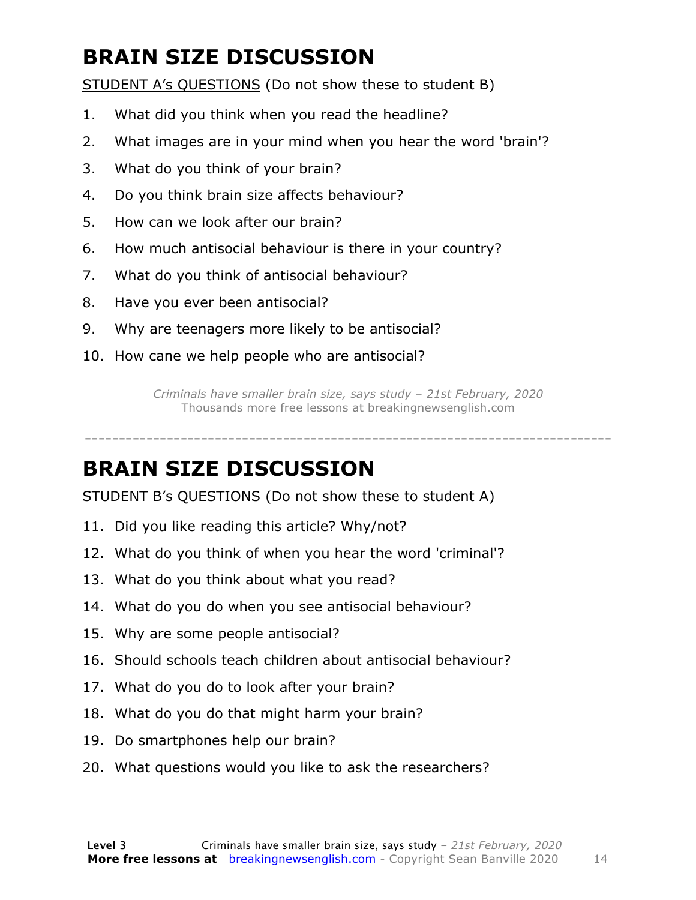# BRAIN SIZE DISCUSSION

STUDENT A's QUESTIONS (Do not show these to student B)

1. What did you think when you read the headline?
2. What images are in your mind when you hear the word 'brain'?
3. What do you think of your brain?
4. Do you think brain size affects behaviour?
5. How can we look after our brain?
6. How much antisocial behaviour is there in your country?
7. What do you think of antisocial behaviour?
8. Have you ever been antisocial?
9. Why are teenagers more likely to be antisocial?
10. How cane we help people who are antisocial?

*Criminals have smaller brain size, says study – 21st February, 2020*
Thousands more free lessons at breakingnewsenglish.com

---

# BRAIN SIZE DISCUSSION

STUDENT B's QUESTIONS (Do not show these to student A)

11. Did you like reading this article? Why/not?
12. What do you think of when you hear the word 'criminal'?
13. What do you think about what you read?
14. What do you do when you see antisocial behaviour?
15. Why are some people antisocial?
16. Should schools teach children about antisocial behaviour?
17. What do you do to look after your brain?
18. What do you do that might harm your brain?
19. Do smartphones help our brain?
20. What questions would you like to ask the researchers?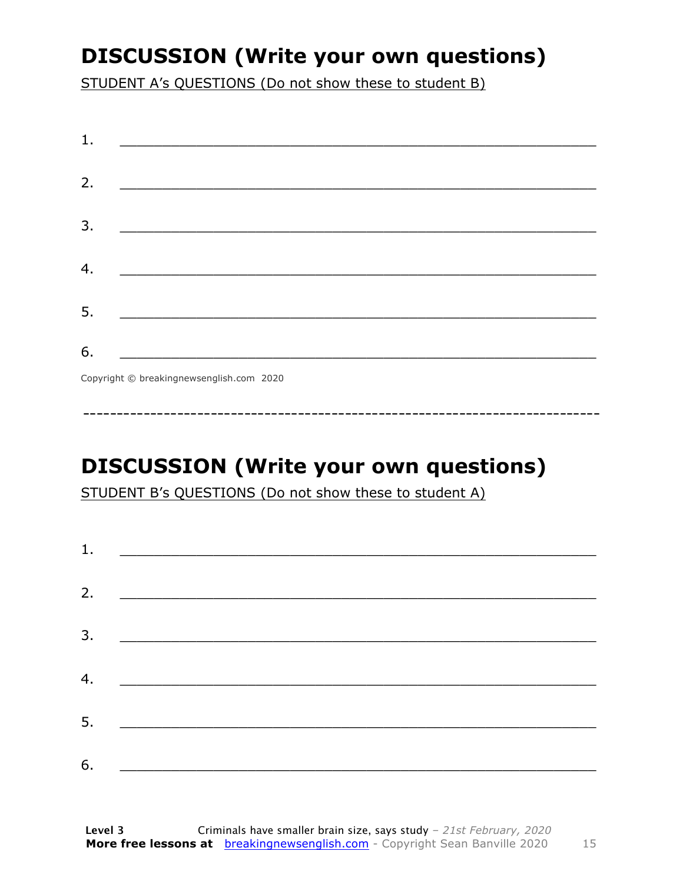## DISCUSSION (Write your own questions)

STUDENT A's QUESTIONS (Do not show these to student B)

1. ___________________________________________________________

2. ___________________________________________________________

3. ___________________________________________________________

4. ___________________________________________________________

5. ___________________________________________________________

6. ___________________________________________________________

Copyright © breakingnewsenglish.com 2020

---

## DISCUSSION (Write your own questions)

STUDENT B's QUESTIONS (Do not show these to student A)

1. ___________________________________________________________

2. ___________________________________________________________

3. ___________________________________________________________

4. ___________________________________________________________

5. ___________________________________________________________

6. ___________________________________________________________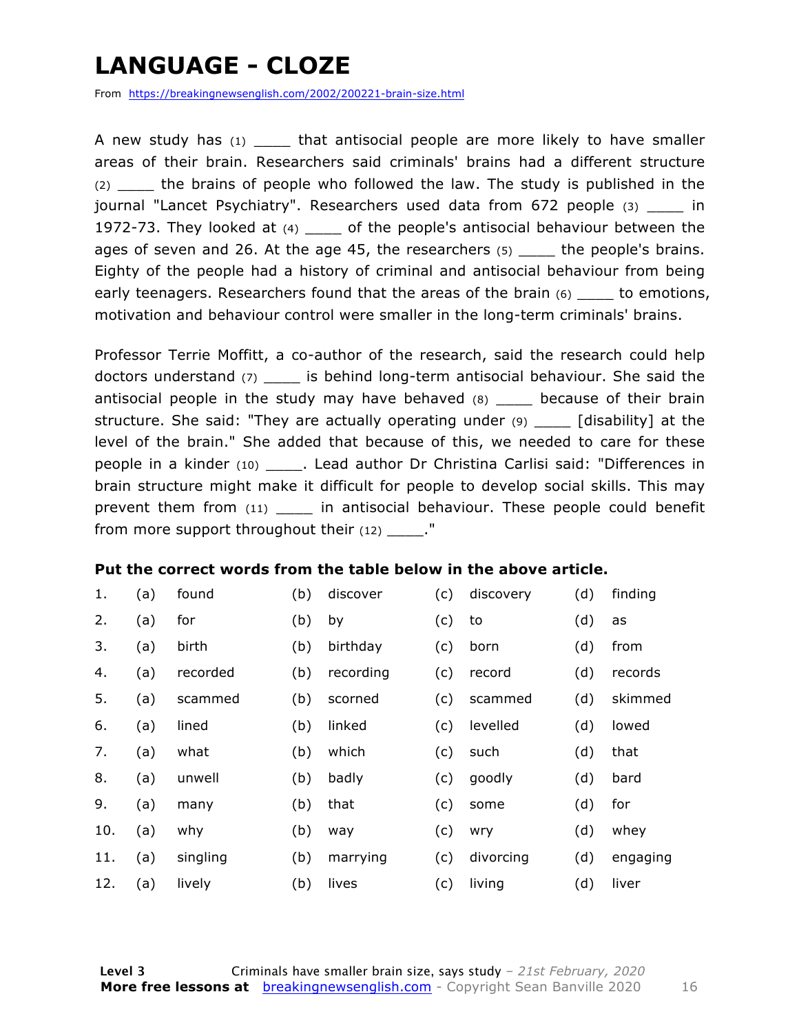# LANGUAGE - CLOZE

From https://breakingnewsenglish.com/2002/200221-brain-size.html

A new study has (1) ____ that antisocial people are more likely to have smaller areas of their brain. Researchers said criminals' brains had a different structure (2) ____ the brains of people who followed the law. The study is published in the journal "Lancet Psychiatry". Researchers used data from 672 people (3) ____ in 1972-73. They looked at (4) ____ of the people's antisocial behaviour between the ages of seven and 26. At the age 45, the researchers (5) ____ the people's brains. Eighty of the people had a history of criminal and antisocial behaviour from being early teenagers. Researchers found that the areas of the brain (6) ____ to emotions, motivation and behaviour control were smaller in the long-term criminals' brains.

Professor Terrie Moffitt, a co-author of the research, said the research could help doctors understand (7) ____ is behind long-term antisocial behaviour. She said the antisocial people in the study may have behaved (8) ____ because of their brain structure. She said: "They are actually operating under (9) ____ [disability] at the level of the brain." She added that because of this, we needed to care for these people in a kinder (10) ____. Lead author Dr Christina Carlisi said: "Differences in brain structure might make it difficult for people to develop social skills. This may prevent them from (11) ____ in antisocial behaviour. These people could benefit from more support throughout their (12) ____."

**Put the correct words from the table below in the above article.**

| | | | | | | | | |
|---|---|---|---|---|---|---|---|---|
| 1. | (a) | found | (b) | discover | (c) | discovery | (d) | finding |
| 2. | (a) | for | (b) | by | (c) | to | (d) | as |
| 3. | (a) | birth | (b) | birthday | (c) | born | (d) | from |
| 4. | (a) | recorded | (b) | recording | (c) | record | (d) | records |
| 5. | (a) | scammed | (b) | scorned | (c) | scammed | (d) | skimmed |
| 6. | (a) | lined | (b) | linked | (c) | levelled | (d) | lowed |
| 7. | (a) | what | (b) | which | (c) | such | (d) | that |
| 8. | (a) | unwell | (b) | badly | (c) | goodly | (d) | bard |
| 9. | (a) | many | (b) | that | (c) | some | (d) | for |
| 10. | (a) | why | (b) | way | (c) | wry | (d) | whey |
| 11. | (a) | singling | (b) | marrying | (c) | divorcing | (d) | engaging |
| 12. | (a) | lively | (b) | lives | (c) | living | (d) | liver |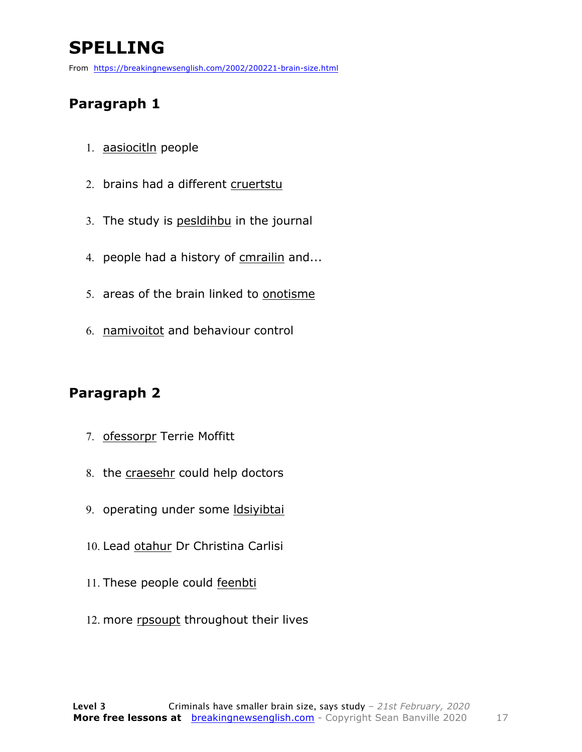# SPELLING

From https://breakingnewsenglish.com/2002/200221-brain-size.html

## Paragraph 1

1. aasiocitln people
2. brains had a different cruertstu
3. The study is pesldihbu in the journal
4. people had a history of cmrailin and...
5. areas of the brain linked to onotisme
6. namivoitot and behaviour control

## Paragraph 2

7. ofessorpr Terrie Moffitt
8. the craesehr could help doctors
9. operating under some ldsiyibtai
10. Lead otahur Dr Christina Carlisi
11. These people could feenbti
12. more rpsoupt throughout their lives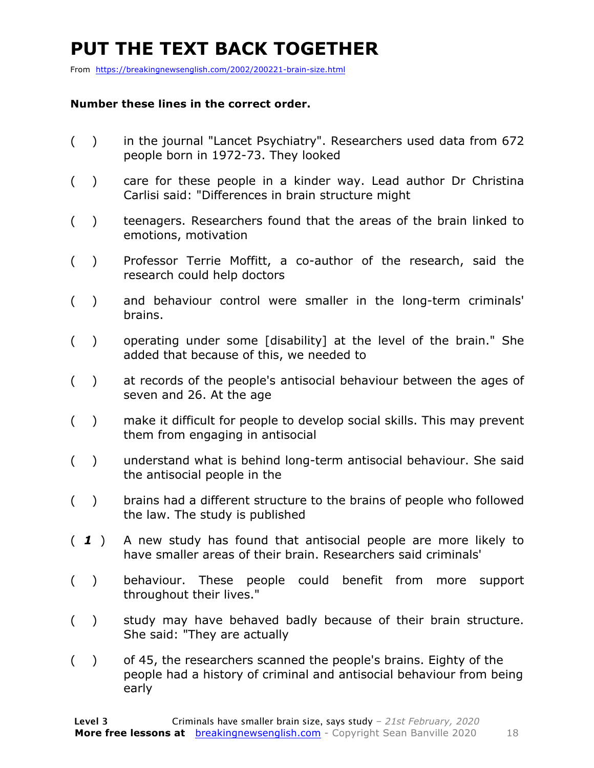# PUT THE TEXT BACK TOGETHER

From https://breakingnewsenglish.com/2002/200221-brain-size.html

**Number these lines in the correct order.**

( ) in the journal "Lancet Psychiatry". Researchers used data from 672 people born in 1972-73. They looked

( ) care for these people in a kinder way. Lead author Dr Christina Carlisi said: "Differences in brain structure might

( ) teenagers. Researchers found that the areas of the brain linked to emotions, motivation

( ) Professor Terrie Moffitt, a co-author of the research, said the research could help doctors

( ) and behaviour control were smaller in the long-term criminals' brains.

( ) operating under some [disability] at the level of the brain." She added that because of this, we needed to

( ) at records of the people's antisocial behaviour between the ages of seven and 26. At the age

( ) make it difficult for people to develop social skills. This may prevent them from engaging in antisocial

( ) understand what is behind long-term antisocial behaviour. She said the antisocial people in the

( ) brains had a different structure to the brains of people who followed the law. The study is published

( ***1*** ) A new study has found that antisocial people are more likely to have smaller areas of their brain. Researchers said criminals'

( ) behaviour. These people could benefit from more support throughout their lives."

( ) study may have behaved badly because of their brain structure. She said: "They are actually

( ) of 45, the researchers scanned the people's brains. Eighty of the people had a history of criminal and antisocial behaviour from being early

**Level 3** Criminals have smaller brain size, says study – *21st February, 2020*
**More free lessons at** breakingnewsenglish.com - Copyright Sean Banville 2020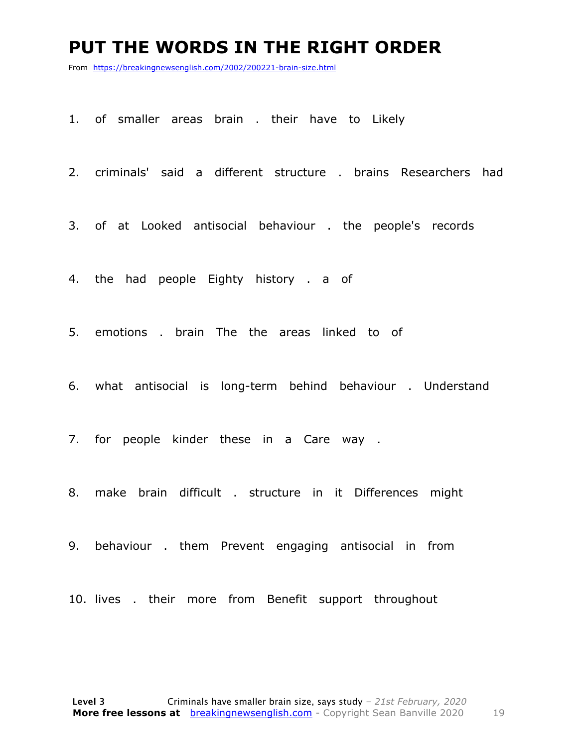# PUT THE WORDS IN THE RIGHT ORDER

From https://breakingnewsenglish.com/2002/200221-brain-size.html

1. of smaller areas brain . their have to Likely

2. criminals' said a different structure . brains Researchers had

3. of at Looked antisocial behaviour . the people's records

4. the had people Eighty history . a of

5. emotions . brain The the areas linked to of

6. what antisocial is long-term behind behaviour . Understand

7. for people kinder these in a Care way .

8. make brain difficult . structure in it Differences might

9. behaviour . them Prevent engaging antisocial in from

10. lives . their more from Benefit support throughout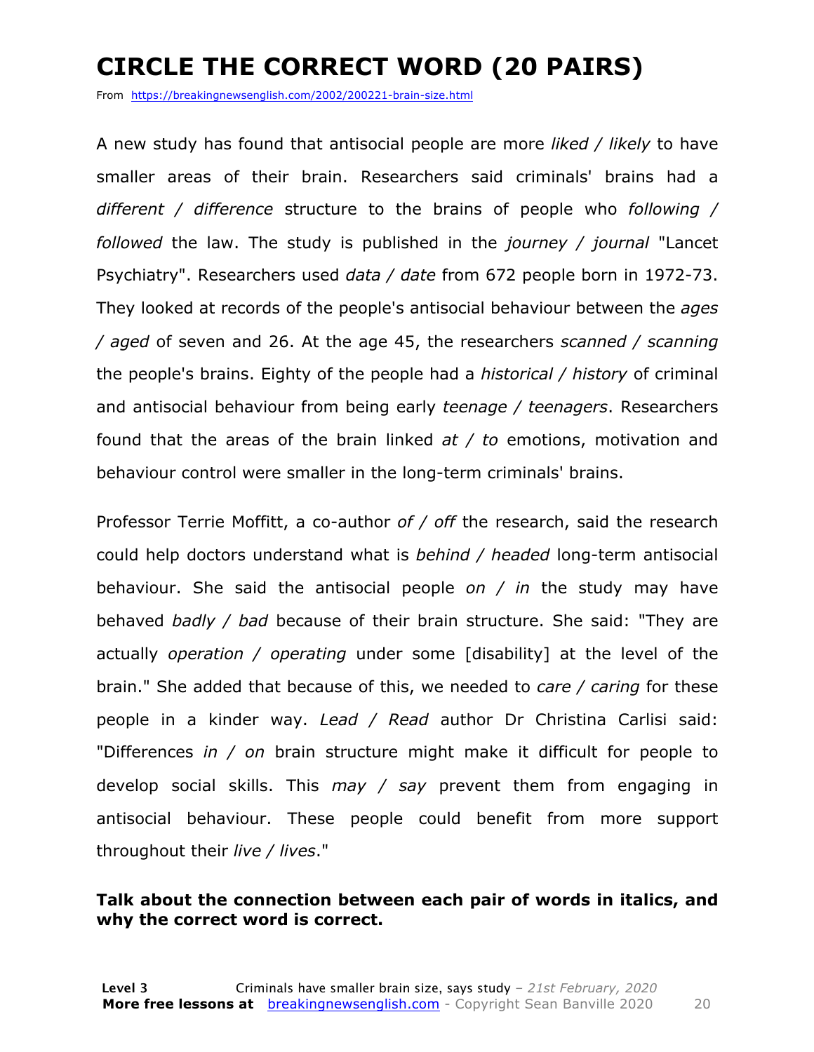# CIRCLE THE CORRECT WORD (20 PAIRS)

From https://breakingnewsenglish.com/2002/200221-brain-size.html

A new study has found that antisocial people are more *liked / likely* to have smaller areas of their brain. Researchers said criminals' brains had a *different / difference* structure to the brains of people who *following / followed* the law. The study is published in the *journey / journal* "Lancet Psychiatry". Researchers used *data / date* from 672 people born in 1972-73. They looked at records of the people's antisocial behaviour between the *ages / aged* of seven and 26. At the age 45, the researchers *scanned / scanning* the people's brains. Eighty of the people had a *historical / history* of criminal and antisocial behaviour from being early *teenage / teenagers*. Researchers found that the areas of the brain linked *at / to* emotions, motivation and behaviour control were smaller in the long-term criminals' brains.

Professor Terrie Moffitt, a co-author *of / off* the research, said the research could help doctors understand what is *behind / headed* long-term antisocial behaviour. She said the antisocial people *on / in* the study may have behaved *badly / bad* because of their brain structure. She said: "They are actually *operation / operating* under some [disability] at the level of the brain." She added that because of this, we needed to *care / caring* for these people in a kinder way. *Lead / Read* author Dr Christina Carlisi said: "Differences *in / on* brain structure might make it difficult for people to develop social skills. This *may / say* prevent them from engaging in antisocial behaviour. These people could benefit from more support throughout their *live / lives*."

**Talk about the connection between each pair of words in italics, and why the correct word is correct.**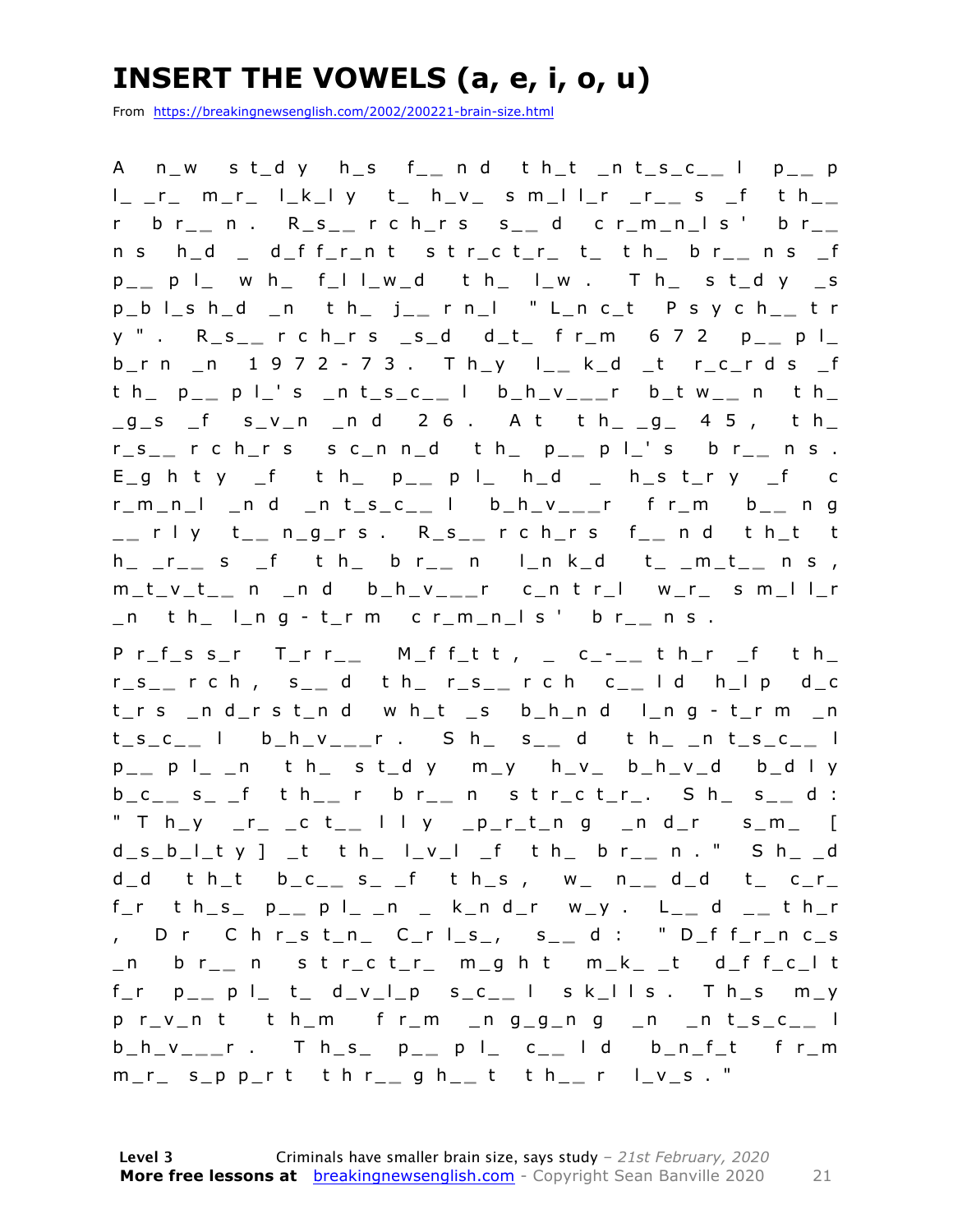# INSERT THE VOWELS (a, e, i, o, u)

From https://breakingnewsenglish.com/2002/200221-brain-size.html

A n_w st_dy h_s f__nd th_t _nt_s_c__l p__pl_ _r_ m_r_ l_k_ly t_ h_v_ sm_ll_r _r__s _f th__r br__n. R_s__rch_rs s__d cr_m_n_ls' br__ns h_d _ d_ff_r_nt str_ct_r_ t_ th_ br__ns _f p__pl_ wh_ f_ll_w_d th_ l_w. Th_ st_dy _s p_bl_sh_d _n th_ j__rn_l "L_nc_t Psych__try". R_s__rch_rs _s_d d_t_ fr_m 672 p__pl_ b_rn _n 1972-73. Th_y l__k_d _t r_c_rds _f th_ p__pl_'s _nt_s_c__l b_h_v___r b_tw__n th_ _g_s _f s_v_n _nd 26. At th_ _g_ 45, th_ r_s__rch_rs sc_nn_d th_ p__pl_'s br__ns. E_ghty _f th_ p__pl_ h_d _ h_st_ry _f cr_m_n_l _nd _nt_s_c__l b_h_v___r fr_m b__ng __rly t__n_g_rs. R_s__rch_rs f__nd th_t th_ _r__s _f th_ br__n l_nk_d t_ _m_t__ns, m_t_v_t__n _nd b_h_v___r c_ntr_l w_r_ sm_ll_r _n th_ l_ng-t_rm cr_m_n_ls' br__ns.

Pr_f_ss_r T_rr__ M_ff_tt, _ c_-__th_r _f th_ r_s__rch, s__d th_ r_s__rch c__ld h_lp d_ct_rs _nd_rst_nd wh_t _s b_h_nd l_ng-t_rm _nt_s_c__l b_h_v___r. Sh_ s__d th_ _nt_s_c__l p__pl_ _n th_ st_dy m_y h_v_ b_h_v_d b_dly b_c__s_ _f th__r br__n str_ct_r_. Sh_ s__d: "Th_y _r_ _ct__lly _p_r_t_ng _nd_r s_m_ [d_s_b_l_ty] _t th_ l_v_l _f th_ br__n." Sh_ _dd_d th_t b_c__s_ _f th_s, w_ n__d_d t_ c_r_ f_r th_s_ p__pl_ _n _ k_nd_r w_y. L__d __th_r, Dr Chr_st_n_ C_rl_s_, s__d: "D_ff_r_nc_s _n br__n str_ct_r_ m_ght m_k_ _t d_ff_c_lt f_r p__pl_ t_ d_v_l_p s_c__l sk_lls. Th_s m_y pr_v_nt th_m fr_m _ng_g_ng _n _nt_s_c__l b_h_v___r. Th_s_ p__pl_ c__ld b_n_f_t fr_m m_r_ s_pp_rt thr__gh__t th__r l_v_s."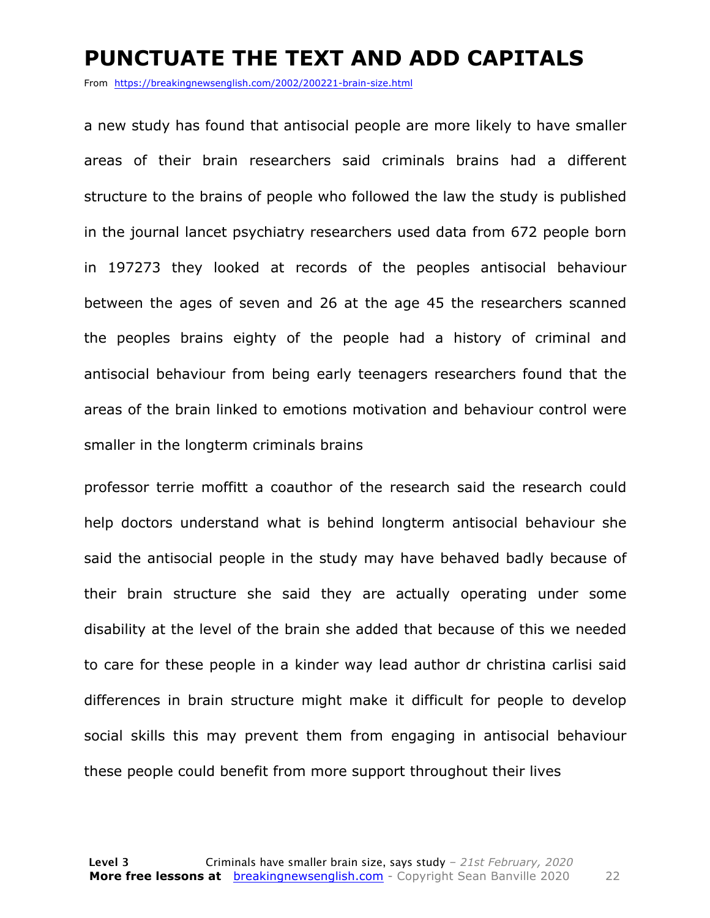# PUNCTUATE THE TEXT AND ADD CAPITALS

From https://breakingnewsenglish.com/2002/200221-brain-size.html

a new study has found that antisocial people are more likely to have smaller areas of their brain researchers said criminals brains had a different structure to the brains of people who followed the law the study is published in the journal lancet psychiatry researchers used data from 672 people born in 197273 they looked at records of the peoples antisocial behaviour between the ages of seven and 26 at the age 45 the researchers scanned the peoples brains eighty of the people had a history of criminal and antisocial behaviour from being early teenagers researchers found that the areas of the brain linked to emotions motivation and behaviour control were smaller in the longterm criminals brains

professor terrie moffitt a coauthor of the research said the research could help doctors understand what is behind longterm antisocial behaviour she said the antisocial people in the study may have behaved badly because of their brain structure she said they are actually operating under some disability at the level of the brain she added that because of this we needed to care for these people in a kinder way lead author dr christina carlisi said differences in brain structure might make it difficult for people to develop social skills this may prevent them from engaging in antisocial behaviour these people could benefit from more support throughout their lives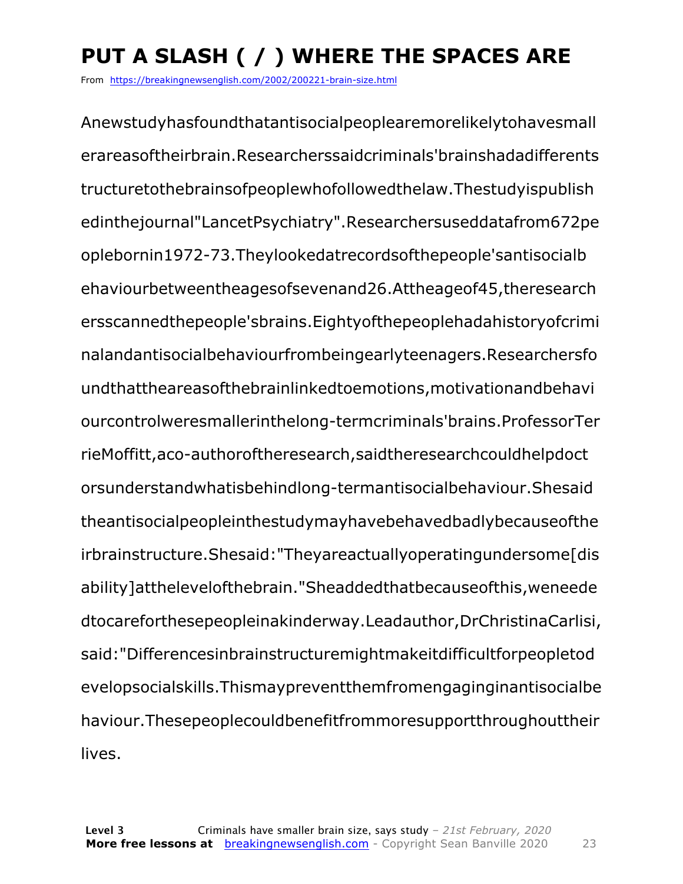# PUT A SLASH ( / ) WHERE THE SPACES ARE

From https://breakingnewsenglish.com/2002/200221-brain-size.html

Anewstudyhasfoundthatantisocialpeoplearemorelikelytohavesmall erareasoftheirbrain.Researcherssaidcriminals'brainshadadifferents tructuretothebrainsofpeoplewhofollowedthelaw.Thestudyispublish edinthejournal"LancetPsychiatry".Researchersuseddatafrom672pe oplebornin1972-73.Theylookedatrecordsofthepeople'santisocialb ehaviourbetweentheagesofsevenand26.Attheageof45,theresearch ersscannedthepeople'sbrains.Eightyofthepeoplehadahistoryofcrimi nalandantisocialbehaviourfrombeingearlyteenagers.Researchersfo undthattheareasofthebrainlinkedtoemotions,motivationandbehavi ourcontrolweresmallerinthelong-termcriminals'brains.ProfessorTer rieMoffitt,aco-authoroftheresearch,saidtheresearchcouldhelpdoct orsunderstandwhatisbehindlong-termantisocialbehaviour.Shesaid theantisocialpeopleinthestudymayhavebehavedbadlybecauseofthe irbrainstructure.Shesaid:"Theyareactuallyoperatingundersome[dis ability]attheleveloftheb rain."Sheaddedthatbecauseofthis,weneede dtocareforthesepeopleinakinderway.Leadauthor,DrChristinaCarlisi, said:"Differencesinbrainstructuremightmakeitdifficultforpeopletod evelopsocialskills.Thismaypreventthemfromengaginginantisocialbe haviour.Thesepeoplecouldbenefitfrommoresupportthroughouttheir lives.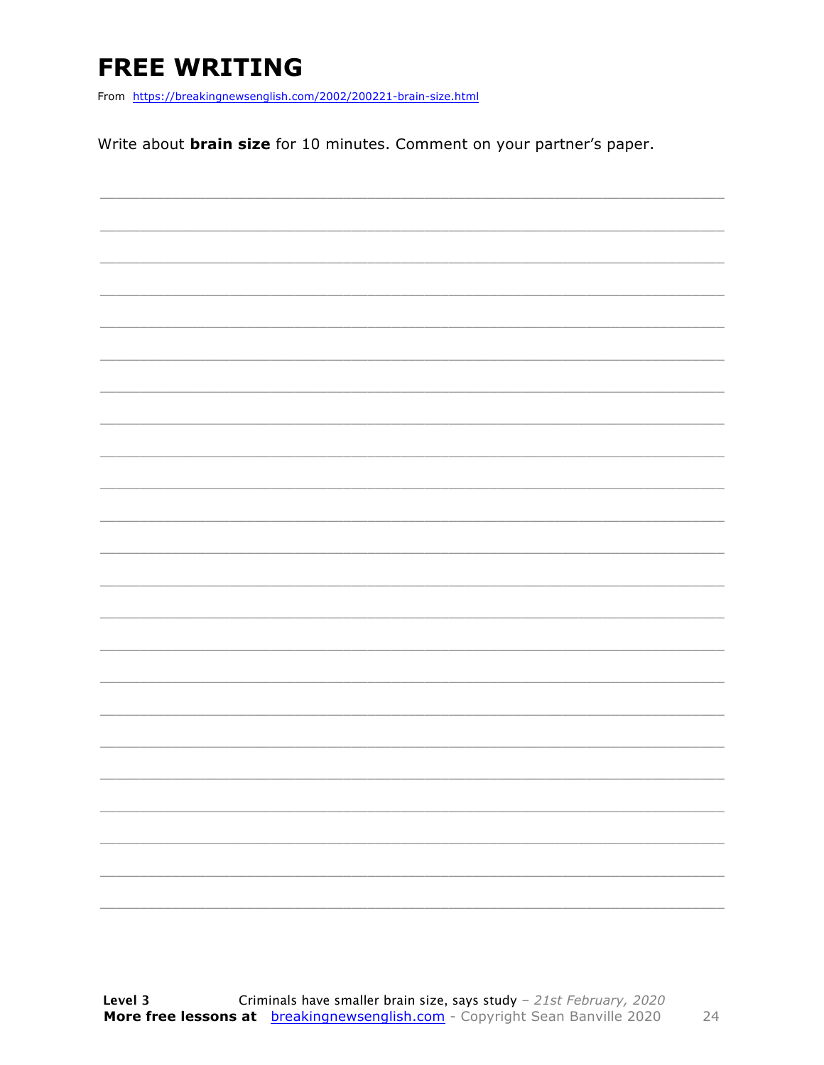# FREE WRITING

From https://breakingnewsenglish.com/2002/200221-brain-size.html

Write about **brain size** for 10 minutes. Comment on your partner's paper.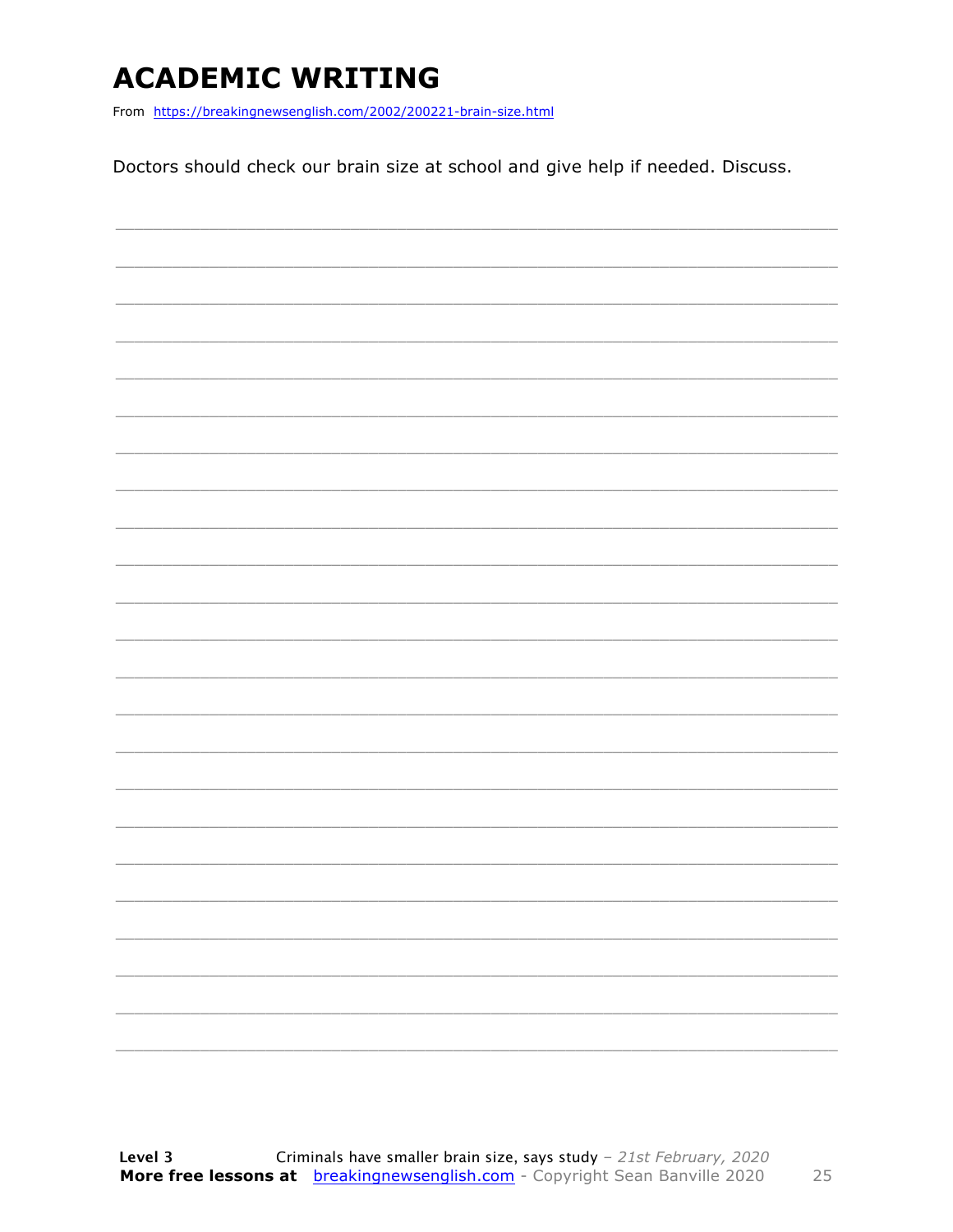# ACADEMIC WRITING

From https://breakingnewsenglish.com/2002/200221-brain-size.html

Doctors should check our brain size at school and give help if needed. Discuss.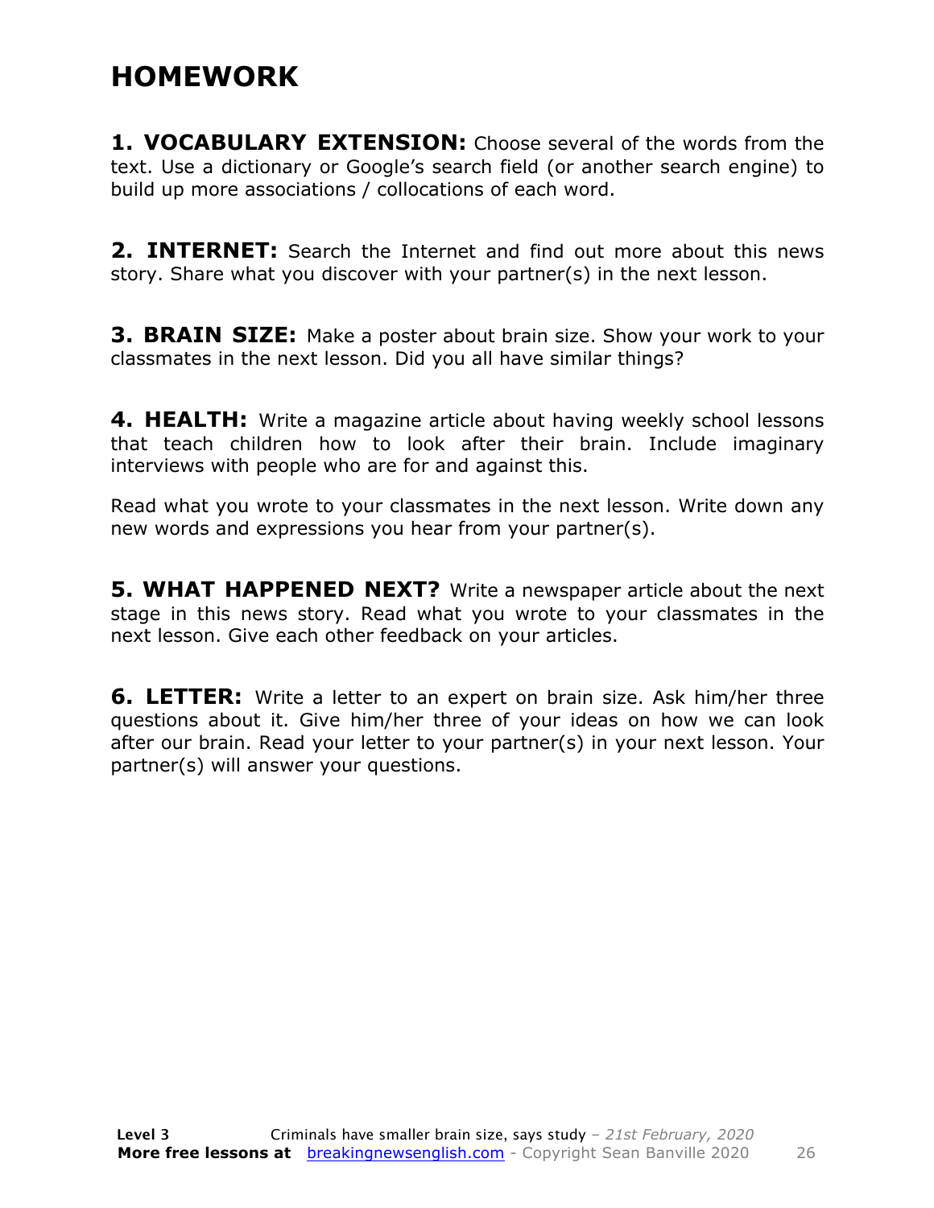# HOMEWORK

**1. VOCABULARY EXTENSION:** Choose several of the words from the text. Use a dictionary or Google's search field (or another search engine) to build up more associations / collocations of each word.

**2. INTERNET:** Search the Internet and find out more about this news story. Share what you discover with your partner(s) in the next lesson.

**3. BRAIN SIZE:** Make a poster about brain size. Show your work to your classmates in the next lesson. Did you all have similar things?

**4. HEALTH:** Write a magazine article about having weekly school lessons that teach children how to look after their brain. Include imaginary interviews with people who are for and against this.

Read what you wrote to your classmates in the next lesson. Write down any new words and expressions you hear from your partner(s).

**5. WHAT HAPPENED NEXT?** Write a newspaper article about the next stage in this news story. Read what you wrote to your classmates in the next lesson. Give each other feedback on your articles.

**6. LETTER:** Write a letter to an expert on brain size. Ask him/her three questions about it. Give him/her three of your ideas on how we can look after our brain. Read your letter to your partner(s) in your next lesson. Your partner(s) will answer your questions.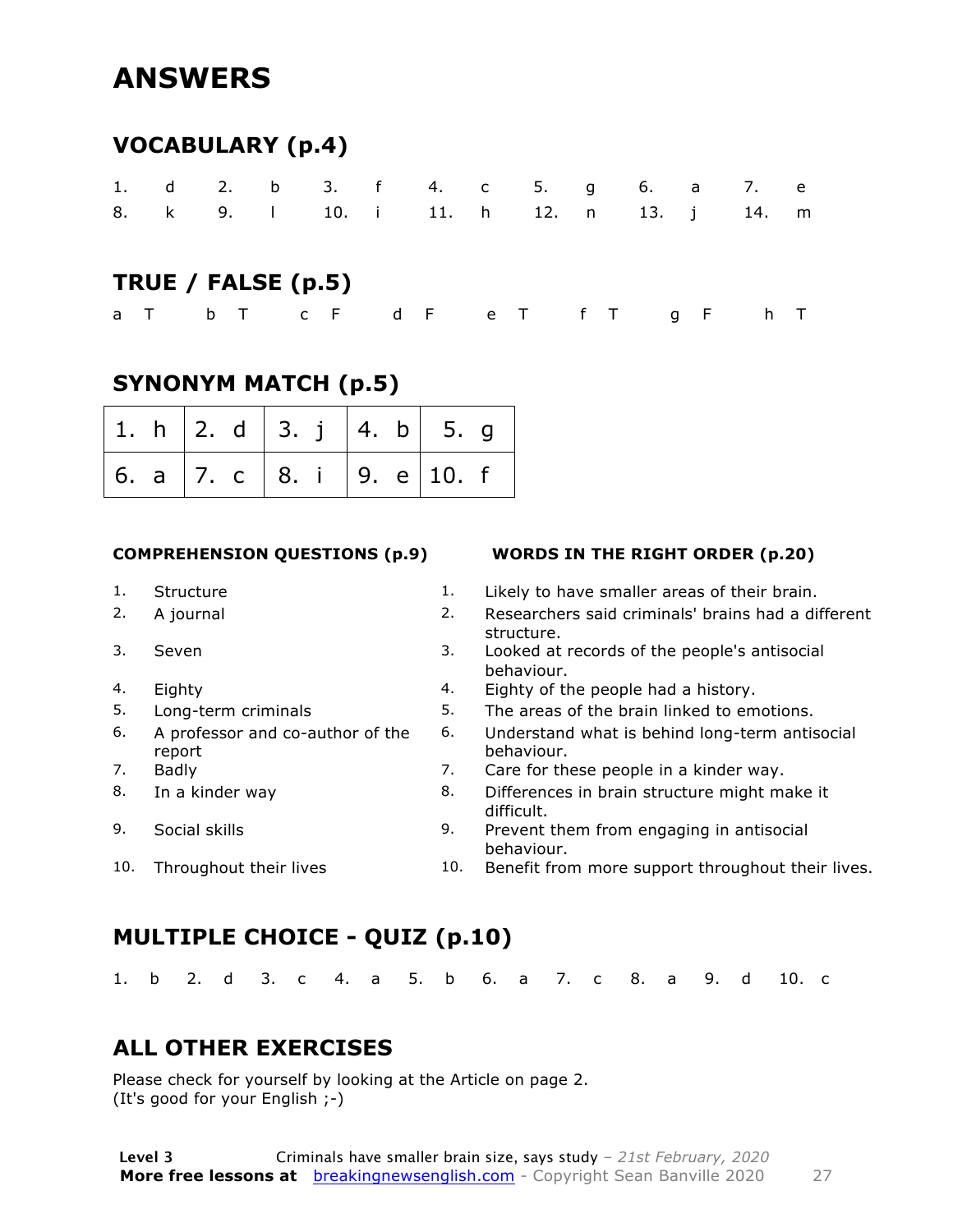# ANSWERS

## VOCABULARY (p.4)

| | | | | | | | | | | | | | |
|---|---|---|---|---|---|---|---|---|---|---|---|---|---|
| 1. | d | 2. | b | 3. | f | 4. | c | 5. | g | 6. | a | 7. | e |
| 8. | k | 9. | l | 10. | i | 11. | h | 12. | n | 13. | j | 14. | m |

## TRUE / FALSE (p.5)

a T  b T  c F  d F  e T  f T  g F  h T

## SYNONYM MATCH (p.5)

| | | | | |
|---|---|---|---|---|
| 1. h | 2. d | 3. j | 4. b | 5. g |
| 6. a | 7. c | 8. i | 9. e | 10. f |

### COMPREHENSION QUESTIONS (p.9)

1. Structure
2. A journal
3. Seven
4. Eighty
5. Long-term criminals
6. A professor and co-author of the report
7. Badly
8. In a kinder way
9. Social skills
10. Throughout their lives

### WORDS IN THE RIGHT ORDER (p.20)

1. Likely to have smaller areas of their brain.
2. Researchers said criminals' brains had a different structure.
3. Looked at records of the people's antisocial behaviour.
4. Eighty of the people had a history.
5. The areas of the brain linked to emotions.
6. Understand what is behind long-term antisocial behaviour.
7. Care for these people in a kinder way.
8. Differences in brain structure might make it difficult.
9. Prevent them from engaging in antisocial behaviour.
10. Benefit from more support throughout their lives.

## MULTIPLE CHOICE - QUIZ (p.10)

1. b  2. d  3. c  4. a  5. b  6. a  7. c  8. a  9. d  10. c

## ALL OTHER EXERCISES

Please check for yourself by looking at the Article on page 2.
(It's good for your English ;-)